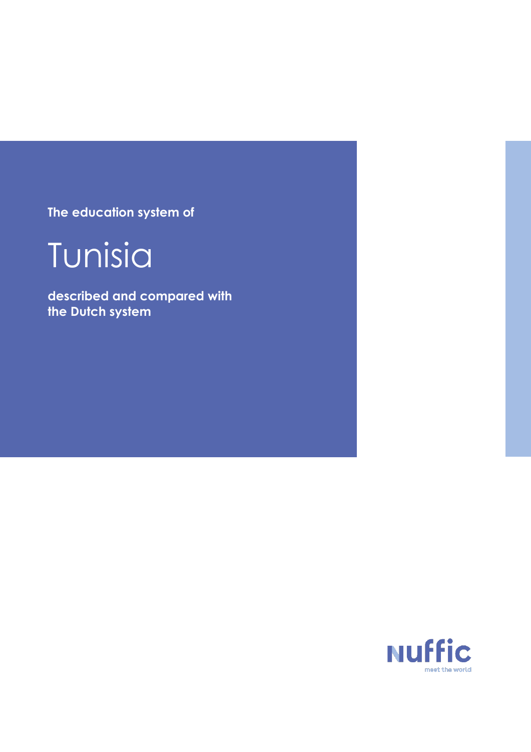The education system of

# Tunisia

**described and compared with the Dutch system**

Nuffic
meet the world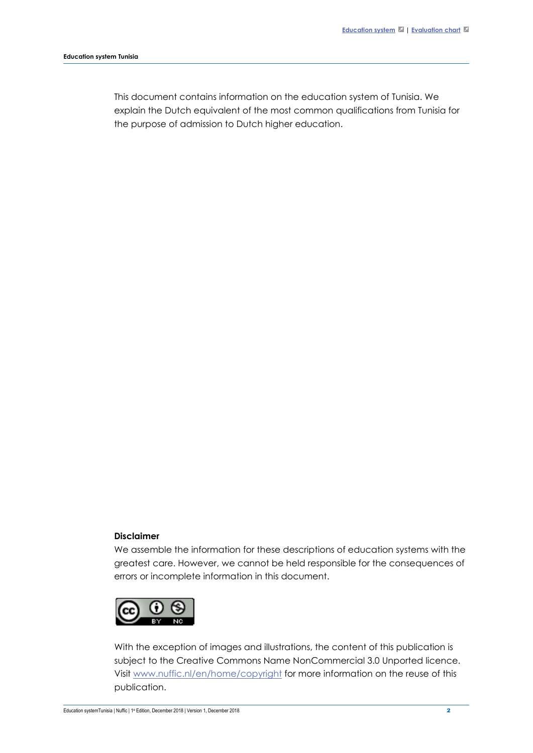This document contains information on the education system of Tunisia. We explain the Dutch equivalent of the most common qualifications from Tunisia for the purpose of admission to Dutch higher education.

**Disclaimer**

We assemble the information for these descriptions of education systems with the greatest care. However, we cannot be held responsible for the consequences of errors or incomplete information in this document.

With the exception of images and illustrations, the content of this publication is subject to the Creative Commons Name NonCommercial 3.0 Unported licence. Visit www.nuffic.nl/en/home/copyright for more information on the reuse of this publication.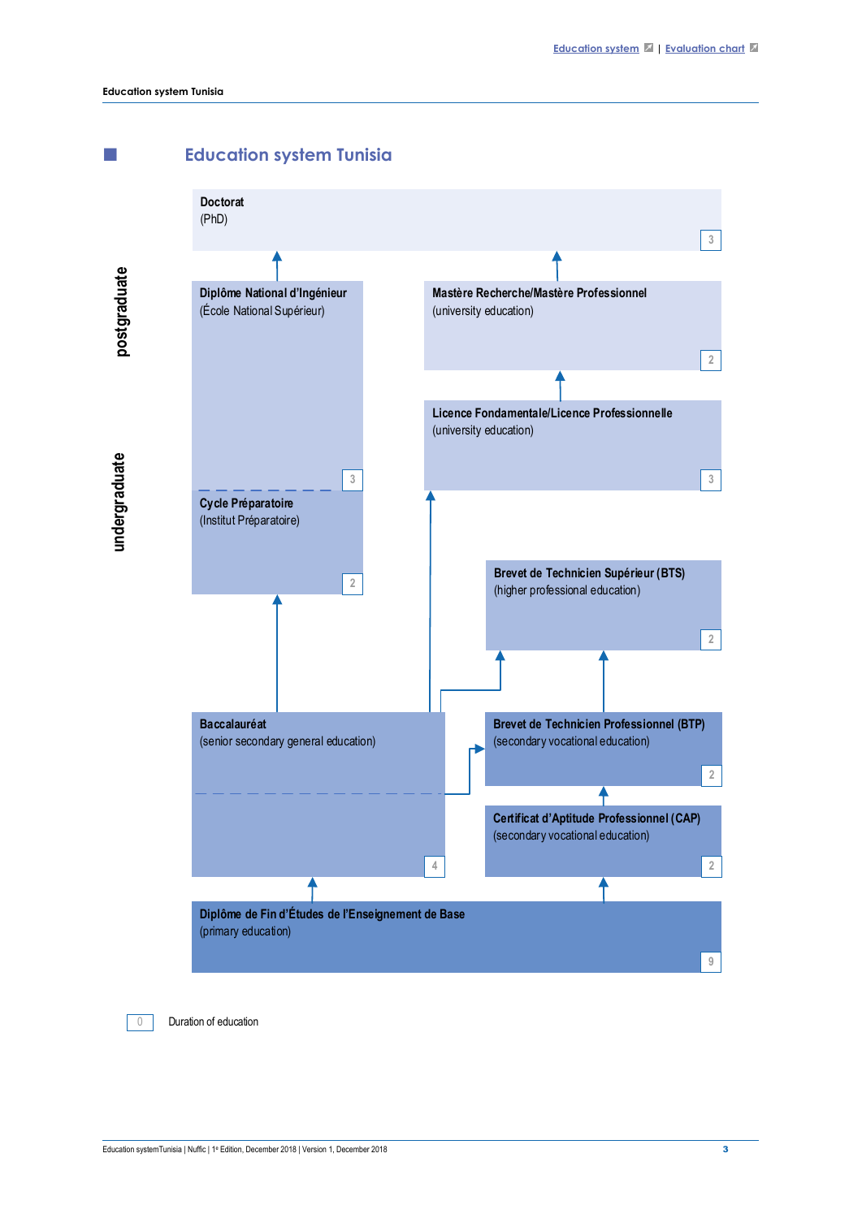# Education system Tunisia

postgraduate

undergraduate

**Doctorat**
(PhD)
3

**Diplôme National d'Ingénieur**
(École National Supérieur)
3

**Mastère Recherche/Mastère Professionnel**
(university education)
2

**Licence Fondamentale/Licence Professionnelle**
(university education)
3

**Cycle Préparatoire**
(Institut Préparatoire)
2

**Brevet de Technicien Supérieur (BTS)**
(higher professional education)
2

**Baccalauréat**
(senior secondary general education)
4

**Brevet de Technicien Professionnel (BTP)**
(secondary vocational education)
2

**Certificat d'Aptitude Professionnel (CAP)**
(secondary vocational education)
2

**Diplôme de Fin d'Études de l'Enseignement de Base**
(primary education)
9

0 Duration of education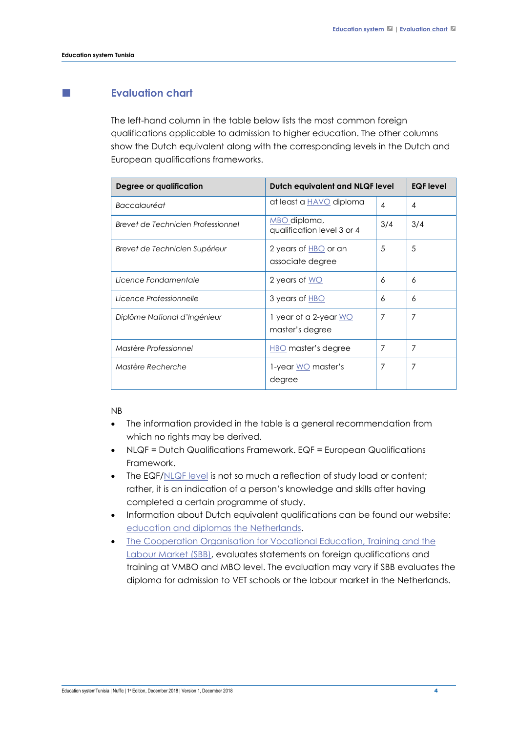## Evaluation chart

The left-hand column in the table below lists the most common foreign qualifications applicable to admission to higher education. The other columns show the Dutch equivalent along with the corresponding levels in the Dutch and European qualifications frameworks.

| Degree or qualification | Dutch equivalent and NLQF level | | EQF level |
|---|---|---|---|
| *Baccalauréat* | at least a HAVO diploma | 4 | 4 |
| *Brevet de Technicien Professionnel* | MBO diploma, qualification level 3 or 4 | 3/4 | 3/4 |
| *Brevet de Technicien Supérieur* | 2 years of HBO or an associate degree | 5 | 5 |
| *Licence Fondamentale* | 2 years of WO | 6 | 6 |
| *Licence Professionnelle* | 3 years of HBO | 6 | 6 |
| *Diplôme National d'Ingénieur* | 1 year of a 2-year WO master's degree | 7 | 7 |
| *Mastère Professionnel* | HBO master's degree | 7 | 7 |
| *Mastère Recherche* | 1-year WO master's degree | 7 | 7 |

NB

- The information provided in the table is a general recommendation from which no rights may be derived.
- NLQF = Dutch Qualifications Framework. EQF = European Qualifications Framework.
- The EQF/NLQF level is not so much a reflection of study load or content; rather, it is an indication of a person's knowledge and skills after having completed a certain programme of study.
- Information about Dutch equivalent qualifications can be found our website: education and diplomas the Netherlands.
- The Cooperation Organisation for Vocational Education, Training and the Labour Market (SBB), evaluates statements on foreign qualifications and training at VMBO and MBO level. The evaluation may vary if SBB evaluates the diploma for admission to VET schools or the labour market in the Netherlands.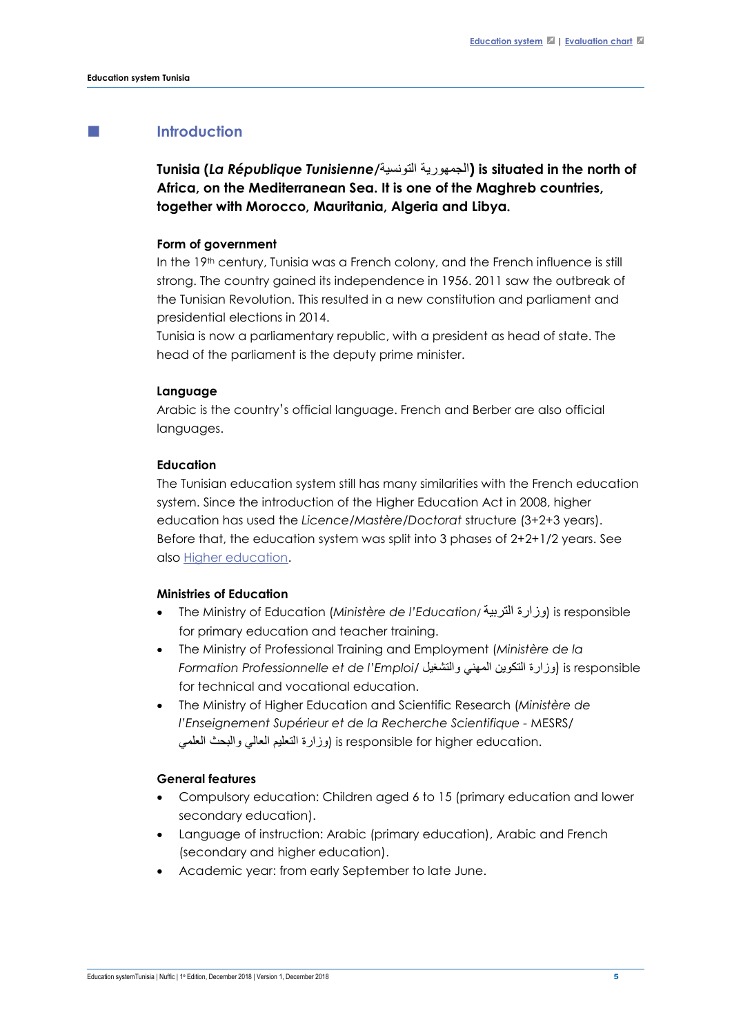## Introduction

**Tunisia (*La République Tunisienne*/الجمهورية التونسية) is situated in the north of Africa, on the Mediterranean Sea. It is one of the Maghreb countries, together with Morocco, Mauritania, Algeria and Libya.**

**Form of government**

In the 19th century, Tunisia was a French colony, and the French influence is still strong. The country gained its independence in 1956. 2011 saw the outbreak of the Tunisian Revolution. This resulted in a new constitution and parliament and presidential elections in 2014.

Tunisia is now a parliamentary republic, with a president as head of state. The head of the parliament is the deputy prime minister.

**Language**

Arabic is the country's official language. French and Berber are also official languages.

**Education**

The Tunisian education system still has many similarities with the French education system. Since the introduction of the Higher Education Act in 2008, higher education has used the *Licence/Mastère/Doctorat* structure (3+2+3 years). Before that, the education system was split into 3 phases of 2+2+1/2 years. See also Higher education.

**Ministries of Education**

- The Ministry of Education (*Ministère de l'Education*/ وزارة التربية) is responsible for primary education and teacher training.
- The Ministry of Professional Training and Employment (*Ministère de la Formation Professionnelle et de l'Emploi*/ وزارة التكوين المهني والتشغيل) is responsible for technical and vocational education.
- The Ministry of Higher Education and Scientific Research (*Ministère de l'Enseignement Supérieur et de la Recherche Scientifique* - MESRS/ وزارة التعليم العالي والبحث العلمي) is responsible for higher education.

**General features**

- Compulsory education: Children aged 6 to 15 (primary education and lower secondary education).
- Language of instruction: Arabic (primary education), Arabic and French (secondary and higher education).
- Academic year: from early September to late June.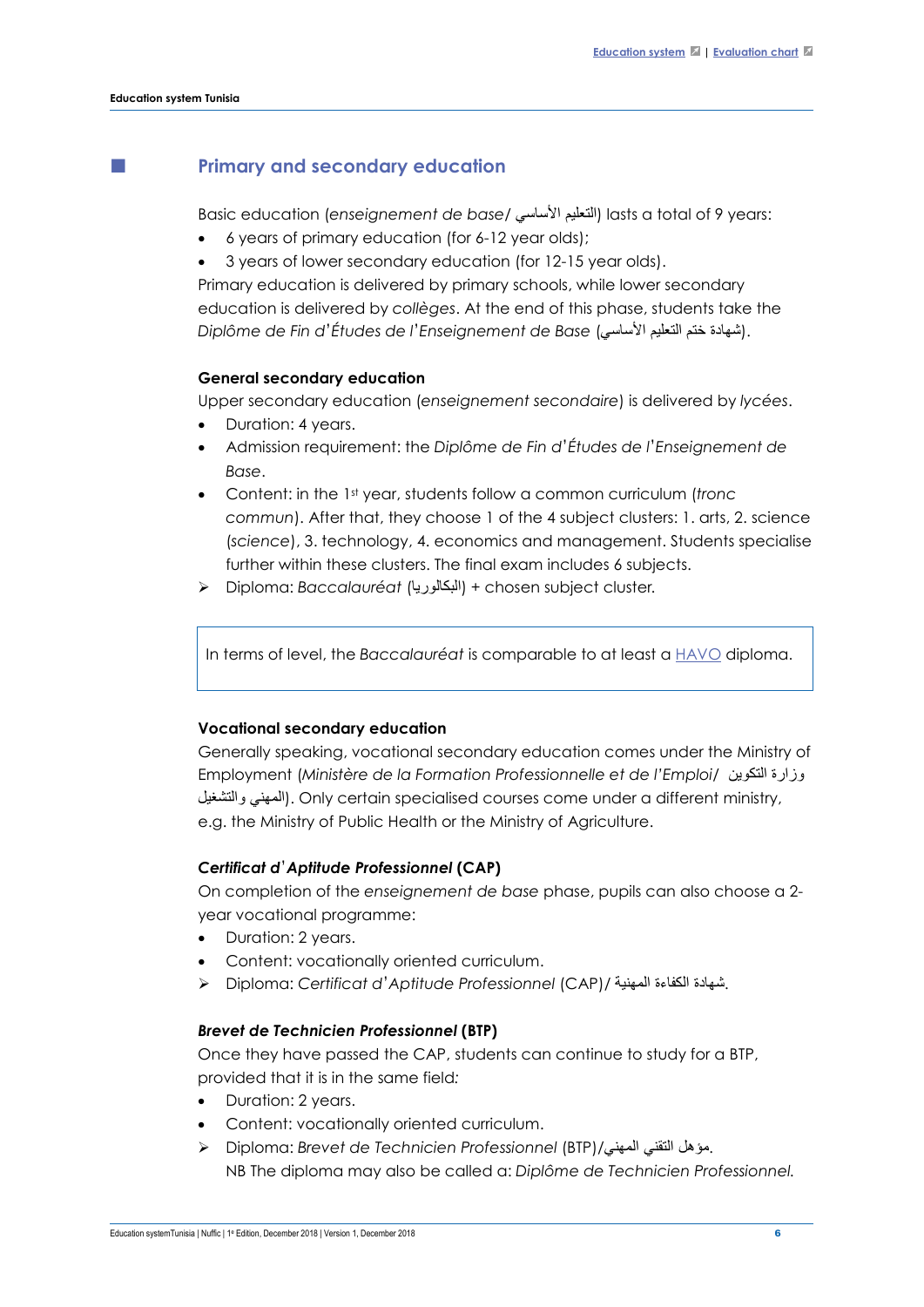## Primary and secondary education

Basic education (*enseignement de base*/ التعليم الأساسي) lasts a total of 9 years:

- 6 years of primary education (for 6-12 year olds);
- 3 years of lower secondary education (for 12-15 year olds).

Primary education is delivered by primary schools, while lower secondary education is delivered by *collèges*. At the end of this phase, students take the *Diplôme de Fin d'Études de l'Enseignement de Base* (شهادة ختم التعليم الأساسي).

### General secondary education

Upper secondary education (*enseignement secondaire*) is delivered by *lycées*.

- Duration: 4 years.
- Admission requirement: the *Diplôme de Fin d'Études de l'Enseignement de Base*.
- Content: in the 1st year, students follow a common curriculum (*tronc commun*). After that, they choose 1 of the 4 subject clusters: 1. arts, 2. science (*science*), 3. technology, 4. economics and management. Students specialise further within these clusters. The final exam includes 6 subjects.

➢ Diploma: *Baccalauréat* (البكالوريا) + chosen subject cluster.

> In terms of level, the *Baccalauréat* is comparable to at least a HAVO diploma.

### Vocational secondary education

Generally speaking, vocational secondary education comes under the Ministry of Employment (*Ministère de la Formation Professionnelle et de l'Emploi*/ وزارة التكوين المهني والتشغيل). Only certain specialised courses come under a different ministry, e.g. the Ministry of Public Health or the Ministry of Agriculture.

#### *Certificat d'Aptitude Professionnel* (CAP)

On completion of the *enseignement de base* phase, pupils can also choose a 2-year vocational programme:

- Duration: 2 years.
- Content: vocationally oriented curriculum.

➢ Diploma: *Certificat d'Aptitude Professionnel* (CAP)/ شهادة الكفاءة المهنية.

#### *Brevet de Technicien Professionnel* (BTP)

Once they have passed the CAP, students can continue to study for a BTP, provided that it is in the same field:

- Duration: 2 years.
- Content: vocationally oriented curriculum.

➢ Diploma: *Brevet de Technicien Professionnel* (BTP)/مؤهل التقني المهني.
NB The diploma may also be called a: *Diplôme de Technicien Professionnel.*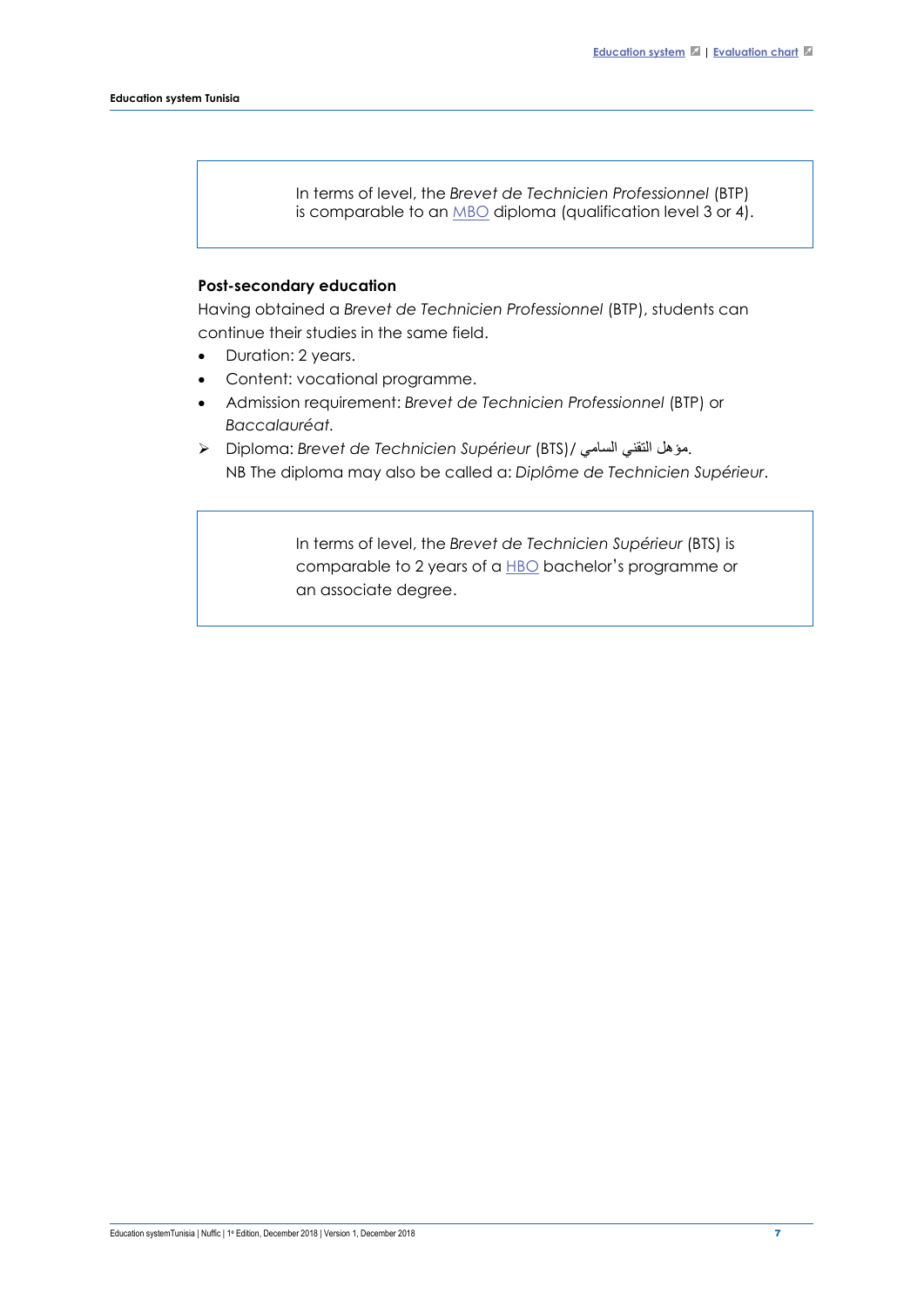> In terms of level, the *Brevet de Technicien Professionnel* (BTP) is comparable to an MBO diploma (qualification level 3 or 4).

**Post-secondary education**

Having obtained a *Brevet de Technicien Professionnel* (BTP), students can continue their studies in the same field.

- Duration: 2 years.
- Content: vocational programme.
- Admission requirement: *Brevet de Technicien Professionnel* (BTP) or *Baccalauréat*.
- Diploma: *Brevet de Technicien Supérieur* (BTS)/ مؤهل التقني السامي.

  NB The diploma may also be called a: *Diplôme de Technicien Supérieur*.

> In terms of level, the *Brevet de Technicien Supérieur* (BTS) is comparable to 2 years of a HBO bachelor's programme or an associate degree.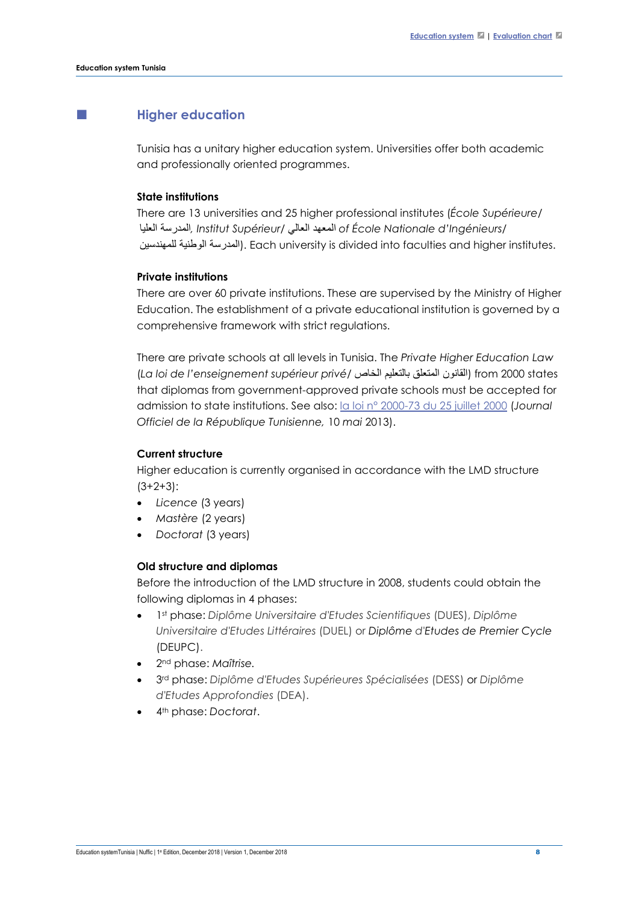## Higher education

Tunisia has a unitary higher education system. Universities offer both academic and professionally oriented programmes.

**State institutions**

There are 13 universities and 25 higher professional institutes (*École Supérieure/* المدرسة العليا, *Institut Supérieur/* المعهد العالي *of École Nationale d'Ingénieurs/* المدرسة الوطنية للمهندسين). Each university is divided into faculties and higher institutes.

**Private institutions**

There are over 60 private institutions. These are supervised by the Ministry of Higher Education. The establishment of a private educational institution is governed by a comprehensive framework with strict regulations.

There are private schools at all levels in Tunisia. The *Private Higher Education Law* (*La loi de l'enseignement supérieur privé/* القانون المتعلق بالتعليم الخاص) from 2000 states that diplomas from government-approved private schools must be accepted for admission to state institutions. See also: la loi n° 2000-73 du 25 juillet 2000 (*Journal Officiel de la République Tunisienne, 10 mai* 2013).

**Current structure**

Higher education is currently organised in accordance with the LMD structure (3+2+3):

- *Licence* (3 years)
- *Mastère* (2 years)
- *Doctorat* (3 years)

**Old structure and diplomas**

Before the introduction of the LMD structure in 2008, students could obtain the following diplomas in 4 phases:

- 1st phase: *Diplôme Universitaire d'Etudes Scientifiques* (DUES), *Diplôme Universitaire d'Etudes Littéraires* (DUEL) or *Diplôme d'Etudes de Premier Cycle* (DEUPC).
- 2nd phase: *Maîtrise.*
- 3rd phase: *Diplôme d'Etudes Supérieures Spécialisées* (DESS) or *Diplôme d'Etudes Approfondies* (DEA).
- 4th phase: *Doctorat*.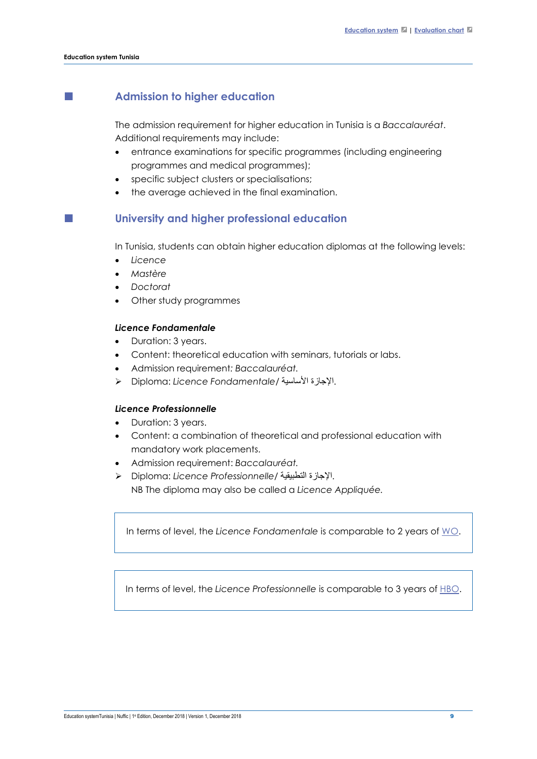## Admission to higher education

The admission requirement for higher education in Tunisia is a *Baccalauréat*. Additional requirements may include:

- entrance examinations for specific programmes (including engineering programmes and medical programmes);
- specific subject clusters or specialisations;
- the average achieved in the final examination.

## University and higher professional education

In Tunisia, students can obtain higher education diplomas at the following levels:

- *Licence*
- *Mastère*
- *Doctorat*
- Other study programmes

***Licence Fondamentale***

- Duration: 3 years.
- Content: theoretical education with seminars, tutorials or labs.
- Admission requirement: *Baccalauréat.*
- Diploma: *Licence Fondamentale* / الإجازة الأساسية.

***Licence Professionnelle***

- Duration: 3 years.
- Content: a combination of theoretical and professional education with mandatory work placements.
- Admission requirement: *Baccalauréat.*
- Diploma: *Licence Professionnelle* / الإجازة التطبيقية.
  NB The diploma may also be called a *Licence Appliquée.*

> In terms of level, the *Licence Fondamentale* is comparable to 2 years of WO.

> In terms of level, the *Licence Professionnelle* is comparable to 3 years of HBO.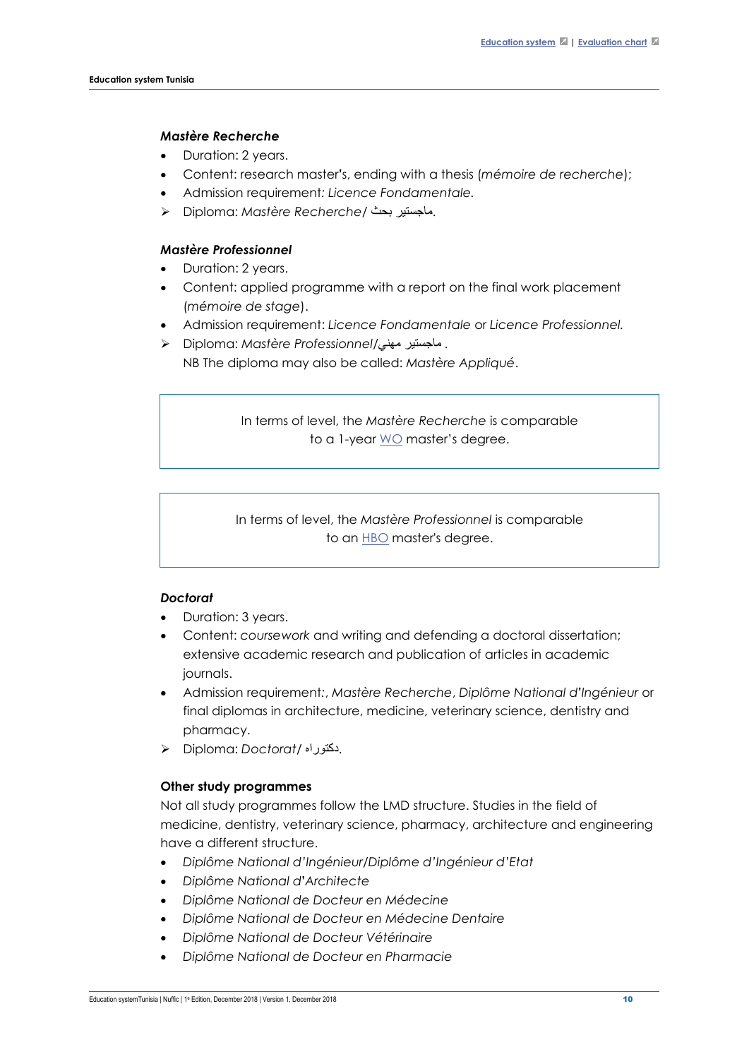#### *Mastère Recherche*

- Duration: 2 years.
- Content: research master's, ending with a thesis (*mémoire de recherche*);
- Admission requirement: *Licence Fondamentale.*

➢ Diploma: *Mastère Recherche*/ ماجستير بحث.

#### *Mastère Professionnel*

- Duration: 2 years.
- Content: applied programme with a report on the final work placement (*mémoire de stage*).
- Admission requirement: *Licence Fondamentale* or *Licence Professionnel.*

➢ Diploma: *Mastère Professionnel*/ماجستير مهني .
NB The diploma may also be called: *Mastère Appliqué*.

> In terms of level, the *Mastère Recherche* is comparable to a 1-year WO master's degree.

> In terms of level, the *Mastère Professionnel* is comparable to an HBO master's degree.

#### *Doctorat*

- Duration: 3 years.
- Content: *coursework* and writing and defending a doctoral dissertation; extensive academic research and publication of articles in academic journals.
- Admission requirement:, *Mastère Recherche*, *Diplôme National d'Ingénieur* or final diplomas in architecture, medicine, veterinary science, dentistry and pharmacy.

➢ Diploma: *Doctorat*/ دكتوراه.

#### Other study programmes

Not all study programmes follow the LMD structure. Studies in the field of medicine, dentistry, veterinary science, pharmacy, architecture and engineering have a different structure.

- *Diplôme National d'Ingénieur/Diplôme d'Ingénieur d'Etat*
- *Diplôme National d'Architecte*
- *Diplôme National de Docteur en Médecine*
- *Diplôme National de Docteur en Médecine Dentaire*
- *Diplôme National de Docteur Vétérinaire*
- *Diplôme National de Docteur en Pharmacie*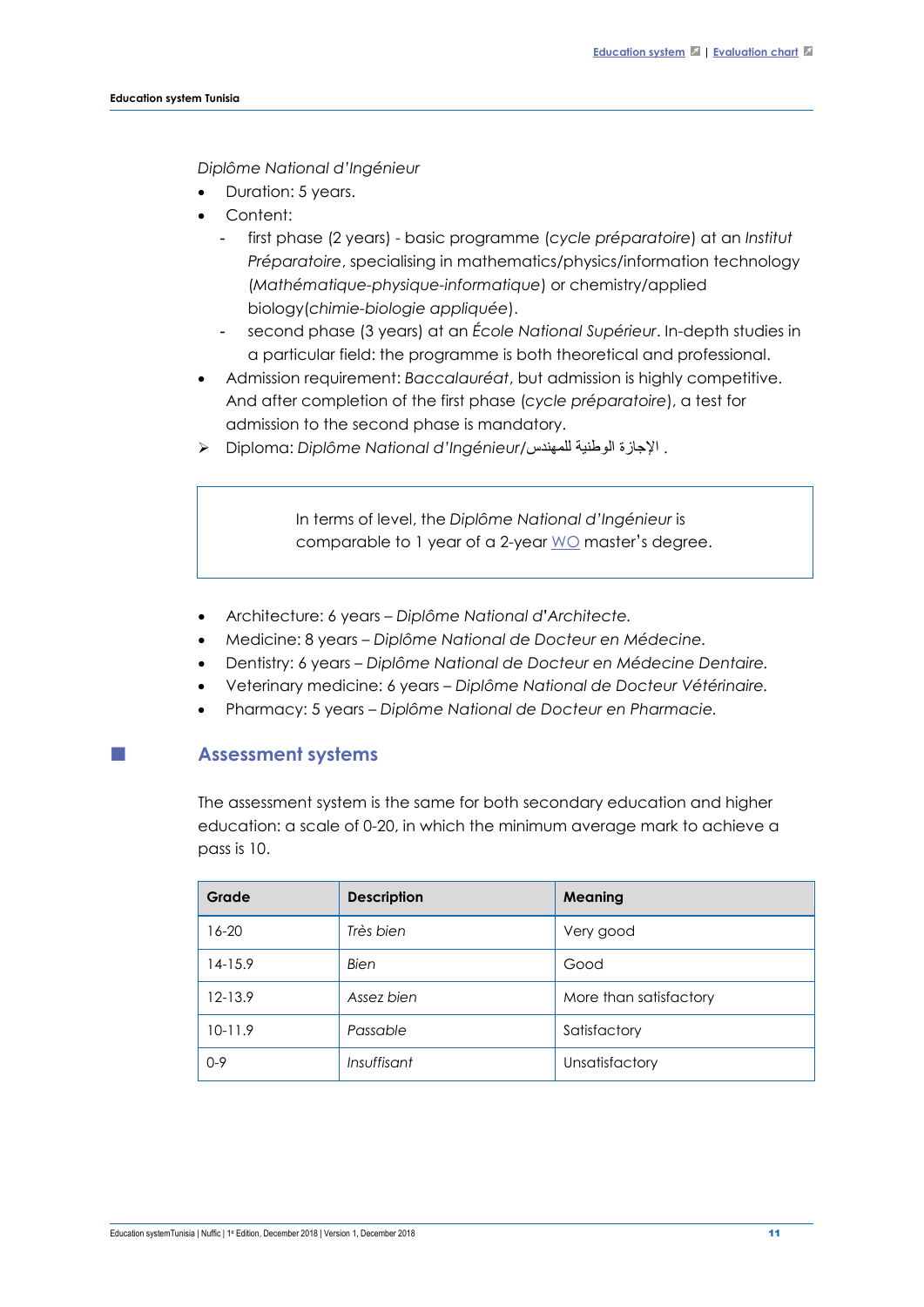*Diplôme National d'Ingénieur*

- Duration: 5 years.
- Content:
  - first phase (2 years) - basic programme (*cycle préparatoire*) at an *Institut Préparatoire*, specialising in mathematics/physics/information technology (*Mathématique-physique-informatique*) or chemistry/applied biology(*chimie-biologie appliquée*).
  - second phase (3 years) at an *École National Supérieur*. In-depth studies in a particular field: the programme is both theoretical and professional.
- Admission requirement: *Baccalauréat*, but admission is highly competitive. And after completion of the first phase (*cycle préparatoire*), a test for admission to the second phase is mandatory.

➢ Diploma: *Diplôme National d'Ingénieur*/الإجازة الوطنية للمهندس .

> In terms of level, the *Diplôme National d'Ingénieur* is comparable to 1 year of a 2-year WO master's degree.

- Architecture: 6 years – *Diplôme National d'Architecte.*
- Medicine: 8 years – *Diplôme National de Docteur en Médecine.*
- Dentistry: 6 years – *Diplôme National de Docteur en Médecine Dentaire.*
- Veterinary medicine: 6 years – *Diplôme National de Docteur Vétérinaire.*
- Pharmacy: 5 years – *Diplôme National de Docteur en Pharmacie.*

## Assessment systems

The assessment system is the same for both secondary education and higher education: a scale of 0-20, in which the minimum average mark to achieve a pass is 10.

| Grade | Description | Meaning |
|---|---|---|
| 16-20 | *Très bien* | Very good |
| 14-15.9 | *Bien* | Good |
| 12-13.9 | *Assez bien* | More than satisfactory |
| 10-11.9 | *Passable* | Satisfactory |
| 0-9 | *Insuffisant* | Unsatisfactory |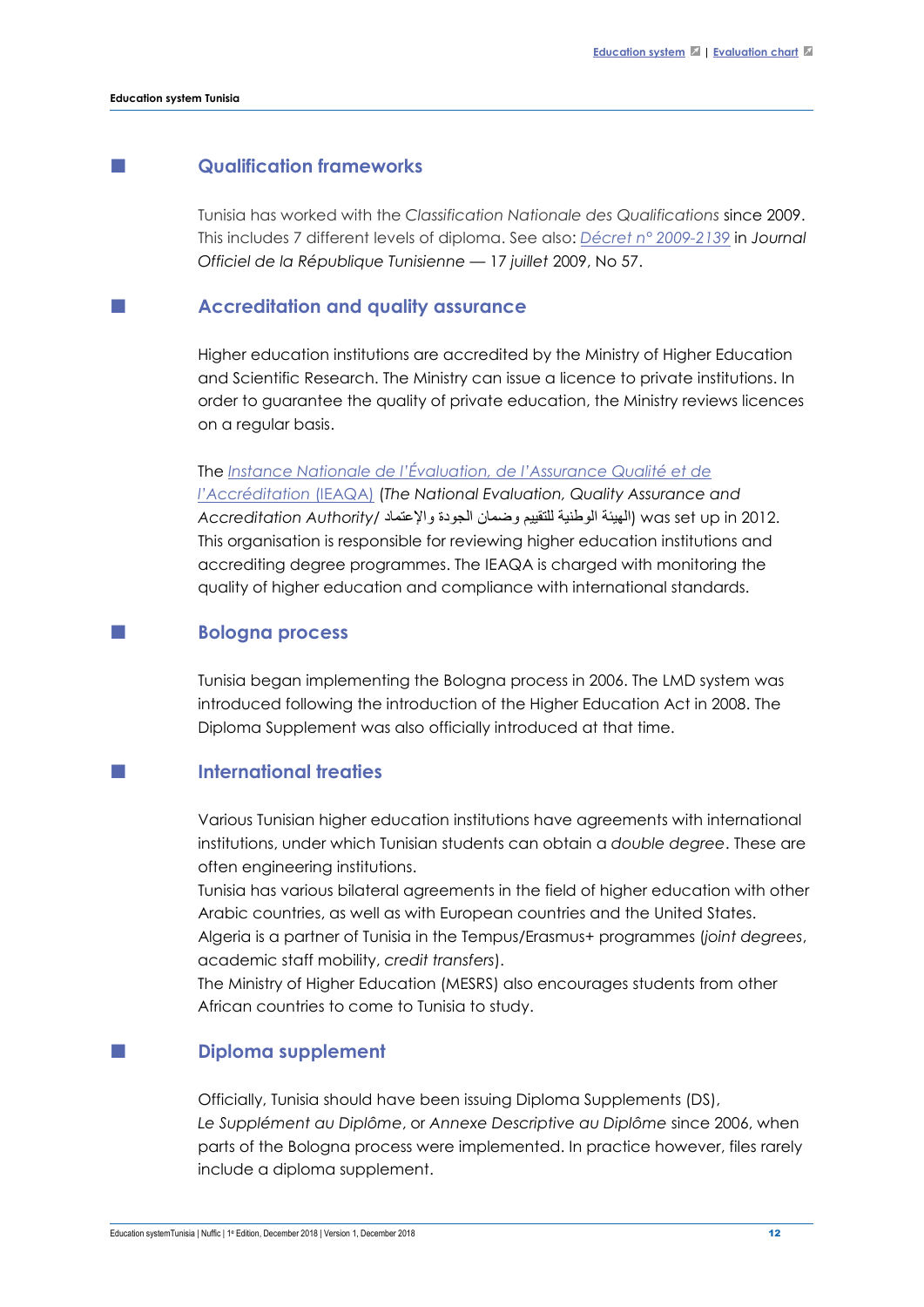## Qualification frameworks

Tunisia has worked with the *Classification Nationale des Qualifications* since 2009. This includes 7 different levels of diploma. See also: *Décret n° 2009-2139* in *Journal Officiel de la République Tunisienne — 17 juillet* 2009, No 57.

## Accreditation and quality assurance

Higher education institutions are accredited by the Ministry of Higher Education and Scientific Research. The Ministry can issue a licence to private institutions. In order to guarantee the quality of private education, the Ministry reviews licences on a regular basis.

The *Instance Nationale de l'Évaluation, de l'Assurance Qualité et de l'Accréditation* (IEAQA) (*The National Evaluation, Quality Assurance and Accreditation Authority*/ الهيئة الوطنية للتقييم وضمان الجودة والإعتماد) was set up in 2012. This organisation is responsible for reviewing higher education institutions and accrediting degree programmes. The IEAQA is charged with monitoring the quality of higher education and compliance with international standards.

## Bologna process

Tunisia began implementing the Bologna process in 2006. The LMD system was introduced following the introduction of the Higher Education Act in 2008. The Diploma Supplement was also officially introduced at that time.

## International treaties

Various Tunisian higher education institutions have agreements with international institutions, under which Tunisian students can obtain a *double degree*. These are often engineering institutions.
Tunisia has various bilateral agreements in the field of higher education with other Arabic countries, as well as with European countries and the United States.
Algeria is a partner of Tunisia in the Tempus/Erasmus+ programmes (*joint degrees*, academic staff mobility, *credit transfers*).
The Ministry of Higher Education (MESRS) also encourages students from other African countries to come to Tunisia to study.

## Diploma supplement

Officially, Tunisia should have been issuing Diploma Supplements (DS), *Le Supplément au Diplôme*, or *Annexe Descriptive au Diplôme* since 2006, when parts of the Bologna process were implemented. In practice however, files rarely include a diploma supplement.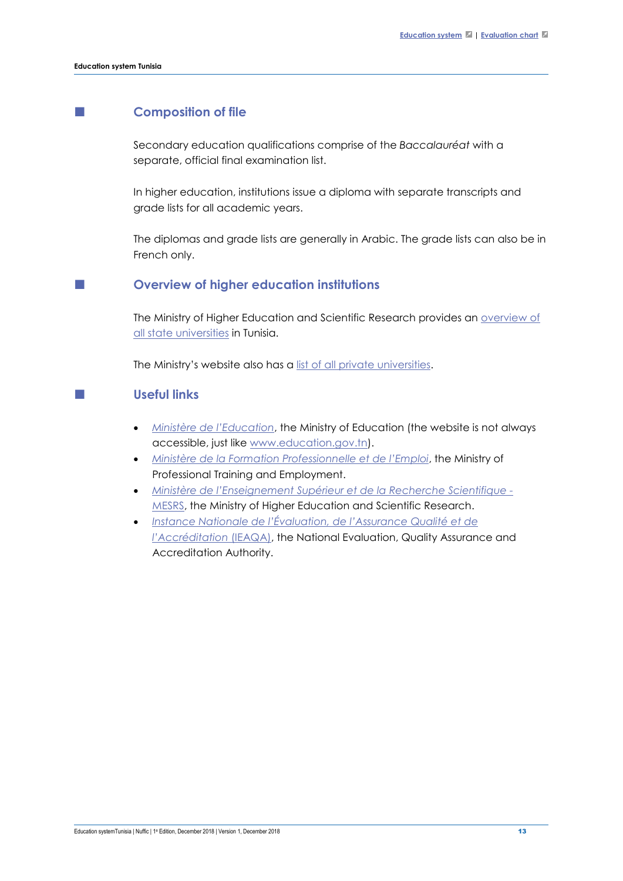## Composition of file

Secondary education qualifications comprise of the *Baccalauréat* with a separate, official final examination list.

In higher education, institutions issue a diploma with separate transcripts and grade lists for all academic years.

The diplomas and grade lists are generally in Arabic. The grade lists can also be in French only.

## Overview of higher education institutions

The Ministry of Higher Education and Scientific Research provides an overview of all state universities in Tunisia.

The Ministry's website also has a list of all private universities.

## Useful links

- *Ministère de l'Education*, the Ministry of Education (the website is not always accessible, just like www.education.gov.tn).
- *Ministère de la Formation Professionnelle et de l'Emploi*, the Ministry of Professional Training and Employment.
- *Ministère de l'Enseignement Supérieur et de la Recherche Scientifique - MESRS*, the Ministry of Higher Education and Scientific Research.
- *Instance Nationale de l'Évaluation, de l'Assurance Qualité et de l'Accréditation (IEAQA)*, the National Evaluation, Quality Assurance and Accreditation Authority.